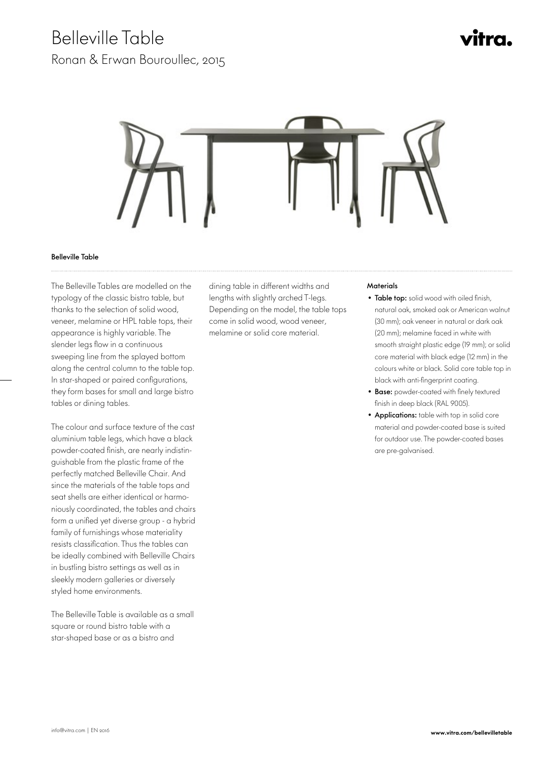# Belleville Table

## Ronan & Erwan Bouroullec, 2015

vitra.

### Belleville Table

The Belleville Tables are modelled on the typology of the classic bistro table, but thanks to the selection of solid wood, veneer, melamine or HPL table tops, their appearance is highly variable. The slender legs flow in a continuous sweeping line from the splayed bottom along the central column to the table top. In star-shaped or paired configurations, they form bases for small and large bistro tables or dining tables.

The colour and surface texture of the cast aluminium table legs, which have a black powder-coated finish, are nearly indistinguishable from the plastic frame of the perfectly matched Belleville Chair. And since the materials of the table tops and seat shells are either identical or harmoniously coordinated, the tables and chairs form a unified yet diverse group - a hybrid family of furnishings whose materiality resists classification. Thus the tables can be ideally combined with Belleville Chairs in bustling bistro settings as well as in sleekly modern galleries or diversely styled home environments.

The Belleville Table is available as a small square or round bistro table with a star-shaped base or as a bistro and dining table in different widths and lengths with slightly arched T-legs. Depending on the model, the table tops come in solid wood, wood veneer, melamine or solid core material.

#### Materials

- **Table top:** solid wood with oiled finish, natural oak, smoked oak or American walnut (30 mm); oak veneer in natural or dark oak (20 mm); melamine faced in white with smooth straight plastic edge (19 mm); or solid core material with black edge (12 mm) in the colours white or black. Solid core table top in black with anti-fingerprint coating.
- **Base:** powder-coated with finely textured finish in deep black (RAL 9005).
- **Applications:** table with top in solid core material and powder-coated base is suited for outdoor use. The powder-coated bases are pre-galvanised.

info@vitra.com | EN 2016

**www.vitra.com/bellevilletable**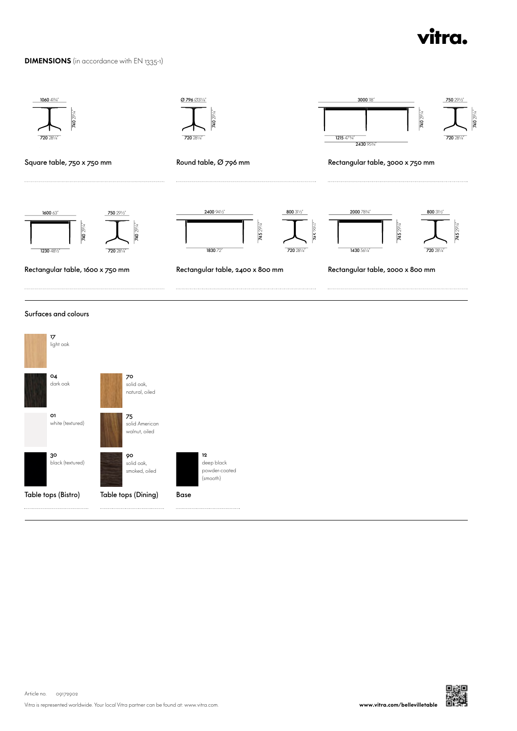vitra.

**DIMENSIONS** (in accordance with EN 1335-1)

1060 41¾"
740 29¼"
720 28¼"

Square table, 750 x 750 mm

Ø 796 Ø31¼"
740 29¼"
720 28¼"

Round table, Ø 796 mm

3000 118"
740 29¼"
1215 47¾"
2430 95¾"
750 29½"
740 29¼"
720 28¼"

Rectangular table, 3000 x 750 mm

1600 63"
740 29¼"
1230 48½"
750 29½"
740 29¼"
720 28¼"

Rectangular table, 1600 x 750 mm

2400 94½"
745 29¼"
1830 72"
800 31½"
745 29½"
720 28¼"

Rectangular table, 2400 x 800 mm

2000 78¾"
745 29¼"
1430 56¼"
800 31½"
745 29¼"
720 28¼"

Rectangular table, 2000 x 800 mm

## Surfaces and colours

**Table tops (Bistro)**
- 17 light oak
- 04 dark oak
- 01 white (textured)
- 30 black (textured)

**Table tops (Dining)**
- 70 solid oak, natural, oiled
- 75 solid American walnut, oiled
- 90 solid oak, smoked, oiled

**Base**
- 12 deep black powder-coated (smooth)

Article no. 09172902

Vitra is represented worldwide. Your local Vitra partner can be found at: www.vitra.com.

**www.vitra.com/bellevilletable**